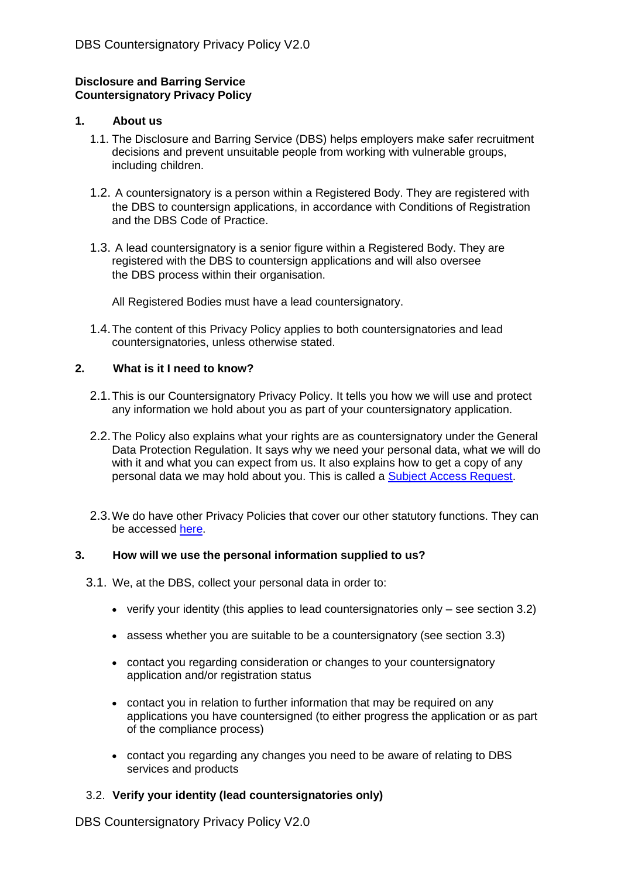**Disclosure and Barring Service**
**Countersignatory Privacy Policy**

## 1. About us

1.1. The Disclosure and Barring Service (DBS) helps employers make safer recruitment decisions and prevent unsuitable people from working with vulnerable groups, including children.

1.2. A countersignatory is a person within a Registered Body. They are registered with the DBS to countersign applications, in accordance with Conditions of Registration and the DBS Code of Practice.

1.3. A lead countersignatory is a senior figure within a Registered Body. They are registered with the DBS to countersign applications and will also oversee the DBS process within their organisation.

All Registered Bodies must have a lead countersignatory.

1.4. The content of this Privacy Policy applies to both countersignatories and lead countersignatories, unless otherwise stated.

## 2. What is it I need to know?

2.1. This is our Countersignatory Privacy Policy. It tells you how we will use and protect any information we hold about you as part of your countersignatory application.

2.2. The Policy also explains what your rights are as countersignatory under the General Data Protection Regulation. It says why we need your personal data, what we will do with it and what you can expect from us. It also explains how to get a copy of any personal data we may hold about you. This is called a Subject Access Request.

2.3. We do have other Privacy Policies that cover our other statutory functions. They can be accessed here.

## 3. How will we use the personal information supplied to us?

3.1. We, at the DBS, collect your personal data in order to:

- verify your identity (this applies to lead countersignatories only – see section 3.2)
- assess whether you are suitable to be a countersignatory (see section 3.3)
- contact you regarding consideration or changes to your countersignatory application and/or registration status
- contact you in relation to further information that may be required on any applications you have countersigned (to either progress the application or as part of the compliance process)
- contact you regarding any changes you need to be aware of relating to DBS services and products

3.2. **Verify your identity (lead countersignatories only)**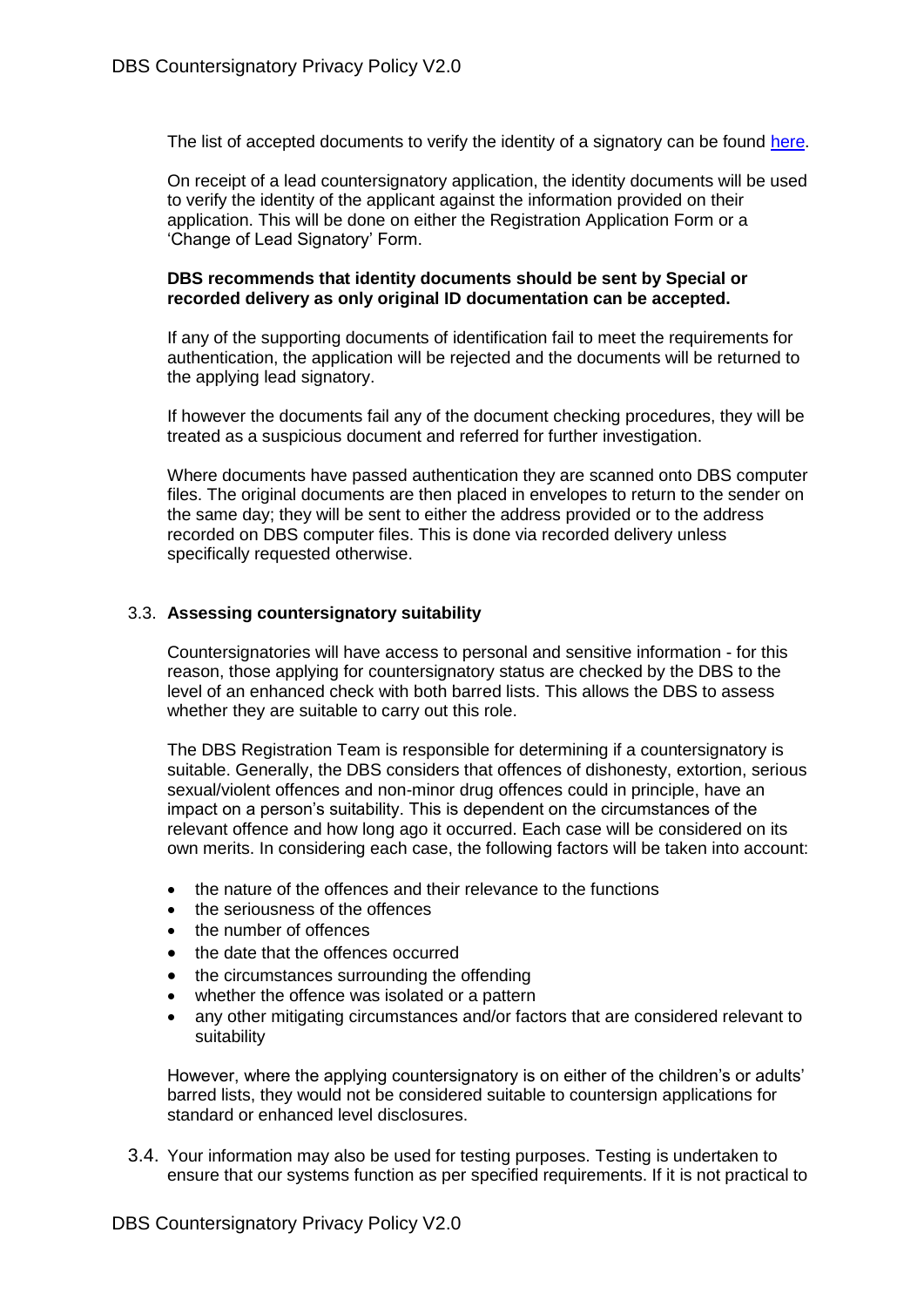The list of accepted documents to verify the identity of a signatory can be found [here](here).

On receipt of a lead countersignatory application, the identity documents will be used to verify the identity of the applicant against the information provided on their application. This will be done on either the Registration Application Form or a 'Change of Lead Signatory' Form.

**DBS recommends that identity documents should be sent by Special or recorded delivery as only original ID documentation can be accepted.**

If any of the supporting documents of identification fail to meet the requirements for authentication, the application will be rejected and the documents will be returned to the applying lead signatory.

If however the documents fail any of the document checking procedures, they will be treated as a suspicious document and referred for further investigation.

Where documents have passed authentication they are scanned onto DBS computer files. The original documents are then placed in envelopes to return to the sender on the same day; they will be sent to either the address provided or to the address recorded on DBS computer files. This is done via recorded delivery unless specifically requested otherwise.

### 3.3. Assessing countersignatory suitability

Countersignatories will have access to personal and sensitive information - for this reason, those applying for countersignatory status are checked by the DBS to the level of an enhanced check with both barred lists. This allows the DBS to assess whether they are suitable to carry out this role.

The DBS Registration Team is responsible for determining if a countersignatory is suitable. Generally, the DBS considers that offences of dishonesty, extortion, serious sexual/violent offences and non-minor drug offences could in principle, have an impact on a person's suitability. This is dependent on the circumstances of the relevant offence and how long ago it occurred. Each case will be considered on its own merits. In considering each case, the following factors will be taken into account:

- the nature of the offences and their relevance to the functions
- the seriousness of the offences
- the number of offences
- the date that the offences occurred
- the circumstances surrounding the offending
- whether the offence was isolated or a pattern
- any other mitigating circumstances and/or factors that are considered relevant to suitability

However, where the applying countersignatory is on either of the children's or adults' barred lists, they would not be considered suitable to countersign applications for standard or enhanced level disclosures.

3.4. Your information may also be used for testing purposes. Testing is undertaken to ensure that our systems function as per specified requirements. If it is not practical to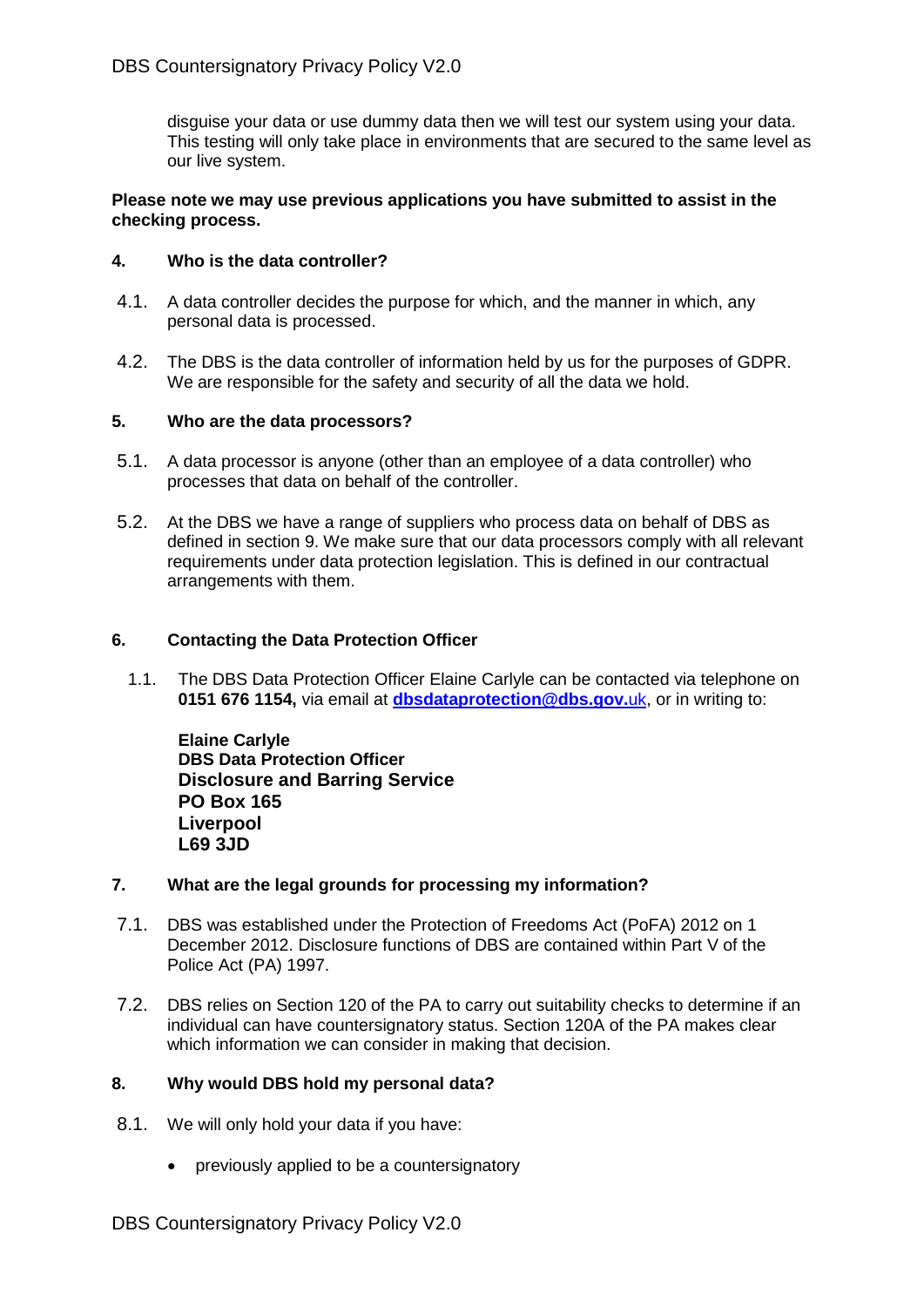disguise your data or use dummy data then we will test our system using your data. This testing will only take place in environments that are secured to the same level as our live system.

**Please note we may use previous applications you have submitted to assist in the checking process.**

## 4. Who is the data controller?

4.1. A data controller decides the purpose for which, and the manner in which, any personal data is processed.

4.2. The DBS is the data controller of information held by us for the purposes of GDPR. We are responsible for the safety and security of all the data we hold.

## 5. Who are the data processors?

5.1. A data processor is anyone (other than an employee of a data controller) who processes that data on behalf of the controller.

5.2. At the DBS we have a range of suppliers who process data on behalf of DBS as defined in section 9. We make sure that our data processors comply with all relevant requirements under data protection legislation. This is defined in our contractual arrangements with them.

## 6. Contacting the Data Protection Officer

1.1. The DBS Data Protection Officer Elaine Carlyle can be contacted via telephone on **0151 676 1154,** via email at **dbsdataprotection@dbs.gov.**uk, or in writing to:

**Elaine Carlyle**
**DBS Data Protection Officer**
**Disclosure and Barring Service**
**PO Box 165**
**Liverpool**
**L69 3JD**

## 7. What are the legal grounds for processing my information?

7.1. DBS was established under the Protection of Freedoms Act (PoFA) 2012 on 1 December 2012. Disclosure functions of DBS are contained within Part V of the Police Act (PA) 1997.

7.2. DBS relies on Section 120 of the PA to carry out suitability checks to determine if an individual can have countersignatory status. Section 120A of the PA makes clear which information we can consider in making that decision.

## 8. Why would DBS hold my personal data?

8.1. We will only hold your data if you have:

- previously applied to be a countersignatory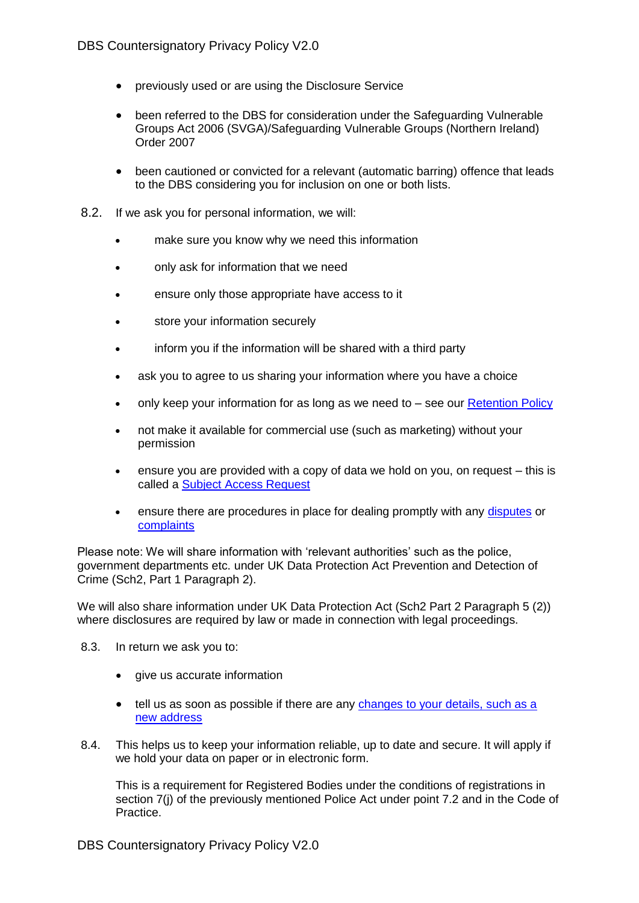- previously used or are using the Disclosure Service
- been referred to the DBS for consideration under the Safeguarding Vulnerable Groups Act 2006 (SVGA)/Safeguarding Vulnerable Groups (Northern Ireland) Order 2007
- been cautioned or convicted for a relevant (automatic barring) offence that leads to the DBS considering you for inclusion on one or both lists.

8.2. If we ask you for personal information, we will:

- make sure you know why we need this information
- only ask for information that we need
- ensure only those appropriate have access to it
- store your information securely
- inform you if the information will be shared with a third party
- ask you to agree to us sharing your information where you have a choice
- only keep your information for as long as we need to – see our [Retention Policy]
- not make it available for commercial use (such as marketing) without your permission
- ensure you are provided with a copy of data we hold on you, on request – this is called a [Subject Access Request]
- ensure there are procedures in place for dealing promptly with any [disputes] or [complaints]

Please note: We will share information with 'relevant authorities' such as the police, government departments etc. under UK Data Protection Act Prevention and Detection of Crime (Sch2, Part 1 Paragraph 2).

We will also share information under UK Data Protection Act (Sch2 Part 2 Paragraph 5 (2)) where disclosures are required by law or made in connection with legal proceedings.

8.3. In return we ask you to:

- give us accurate information
- tell us as soon as possible if there are any [changes to your details, such as a new address]

8.4. This helps us to keep your information reliable, up to date and secure. It will apply if we hold your data on paper or in electronic form.

This is a requirement for Registered Bodies under the conditions of registrations in section 7(j) of the previously mentioned Police Act under point 7.2 and in the Code of Practice.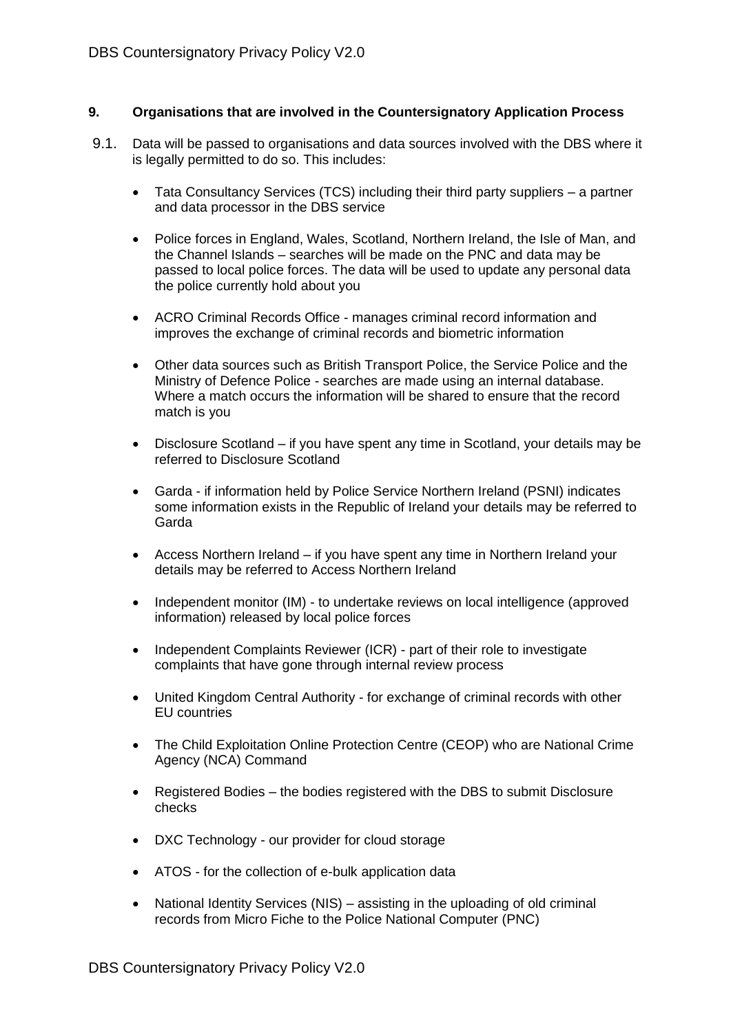## 9. Organisations that are involved in the Countersignatory Application Process

9.1. Data will be passed to organisations and data sources involved with the DBS where it is legally permitted to do so. This includes:

- Tata Consultancy Services (TCS) including their third party suppliers – a partner and data processor in the DBS service
- Police forces in England, Wales, Scotland, Northern Ireland, the Isle of Man, and the Channel Islands – searches will be made on the PNC and data may be passed to local police forces. The data will be used to update any personal data the police currently hold about you
- ACRO Criminal Records Office - manages criminal record information and improves the exchange of criminal records and biometric information
- Other data sources such as British Transport Police, the Service Police and the Ministry of Defence Police - searches are made using an internal database. Where a match occurs the information will be shared to ensure that the record match is you
- Disclosure Scotland – if you have spent any time in Scotland, your details may be referred to Disclosure Scotland
- Garda - if information held by Police Service Northern Ireland (PSNI) indicates some information exists in the Republic of Ireland your details may be referred to Garda
- Access Northern Ireland – if you have spent any time in Northern Ireland your details may be referred to Access Northern Ireland
- Independent monitor (IM) - to undertake reviews on local intelligence (approved information) released by local police forces
- Independent Complaints Reviewer (ICR) - part of their role to investigate complaints that have gone through internal review process
- United Kingdom Central Authority - for exchange of criminal records with other EU countries
- The Child Exploitation Online Protection Centre (CEOP) who are National Crime Agency (NCA) Command
- Registered Bodies – the bodies registered with the DBS to submit Disclosure checks
- DXC Technology - our provider for cloud storage
- ATOS - for the collection of e-bulk application data
- National Identity Services (NIS) – assisting in the uploading of old criminal records from Micro Fiche to the Police National Computer (PNC)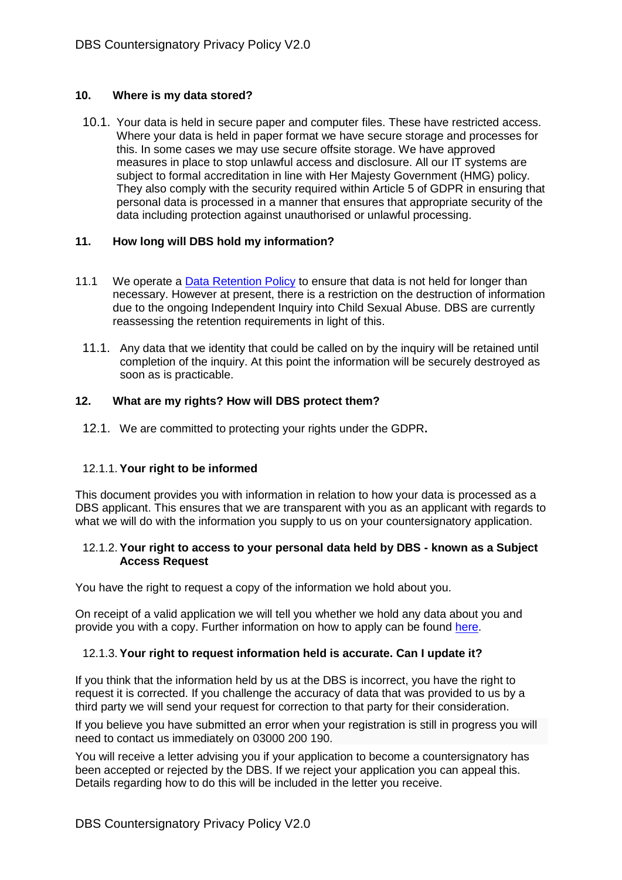## 10. Where is my data stored?

10.1. Your data is held in secure paper and computer files. These have restricted access. Where your data is held in paper format we have secure storage and processes for this. In some cases we may use secure offsite storage. We have approved measures in place to stop unlawful access and disclosure. All our IT systems are subject to formal accreditation in line with Her Majesty Government (HMG) policy. They also comply with the security required within Article 5 of GDPR in ensuring that personal data is processed in a manner that ensures that appropriate security of the data including protection against unauthorised or unlawful processing.

## 11. How long will DBS hold my information?

11.1 We operate a [Data Retention Policy](#) to ensure that data is not held for longer than necessary. However at present, there is a restriction on the destruction of information due to the ongoing Independent Inquiry into Child Sexual Abuse. DBS are currently reassessing the retention requirements in light of this.

11.1. Any data that we identity that could be called on by the inquiry will be retained until completion of the inquiry. At this point the information will be securely destroyed as soon as is practicable.

## 12. What are my rights? How will DBS protect them?

12.1. We are committed to protecting your rights under the GDPR**.**

### 12.1.1. Your right to be informed

This document provides you with information in relation to how your data is processed as a DBS applicant. This ensures that we are transparent with you as an applicant with regards to what we will do with the information you supply to us on your countersignatory application.

### 12.1.2. Your right to access to your personal data held by DBS - known as a Subject Access Request

You have the right to request a copy of the information we hold about you.

On receipt of a valid application we will tell you whether we hold any data about you and provide you with a copy. Further information on how to apply can be found [here](#).

### 12.1.3. Your right to request information held is accurate. Can I update it?

If you think that the information held by us at the DBS is incorrect, you have the right to request it is corrected. If you challenge the accuracy of data that was provided to us by a third party we will send your request for correction to that party for their consideration.

If you believe you have submitted an error when your registration is still in progress you will need to contact us immediately on 03000 200 190.

You will receive a letter advising you if your application to become a countersignatory has been accepted or rejected by the DBS. If we reject your application you can appeal this. Details regarding how to do this will be included in the letter you receive.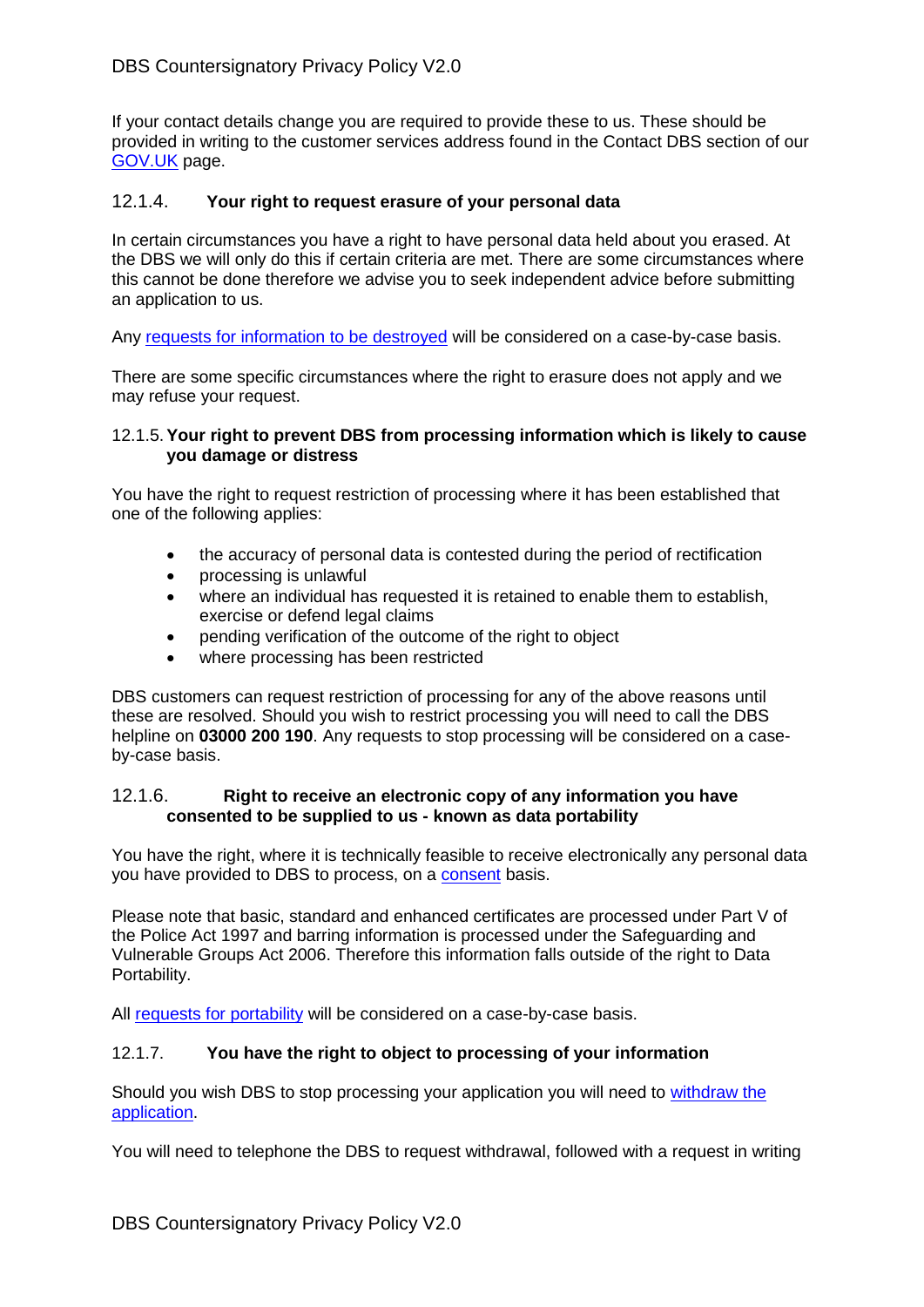If your contact details change you are required to provide these to us. These should be provided in writing to the customer services address found in the Contact DBS section of our GOV.UK page.

### 12.1.4. Your right to request erasure of your personal data

In certain circumstances you have a right to have personal data held about you erased. At the DBS we will only do this if certain criteria are met. There are some circumstances where this cannot be done therefore we advise you to seek independent advice before submitting an application to us.

Any requests for information to be destroyed will be considered on a case-by-case basis.

There are some specific circumstances where the right to erasure does not apply and we may refuse your request.

### 12.1.5. Your right to prevent DBS from processing information which is likely to cause you damage or distress

You have the right to request restriction of processing where it has been established that one of the following applies:

- the accuracy of personal data is contested during the period of rectification
- processing is unlawful
- where an individual has requested it is retained to enable them to establish, exercise or defend legal claims
- pending verification of the outcome of the right to object
- where processing has been restricted

DBS customers can request restriction of processing for any of the above reasons until these are resolved. Should you wish to restrict processing you will need to call the DBS helpline on **03000 200 190**. Any requests to stop processing will be considered on a case-by-case basis.

### 12.1.6. Right to receive an electronic copy of any information you have consented to be supplied to us - known as data portability

You have the right, where it is technically feasible to receive electronically any personal data you have provided to DBS to process, on a consent basis.

Please note that basic, standard and enhanced certificates are processed under Part V of the Police Act 1997 and barring information is processed under the Safeguarding and Vulnerable Groups Act 2006. Therefore this information falls outside of the right to Data Portability.

All requests for portability will be considered on a case-by-case basis.

### 12.1.7. You have the right to object to processing of your information

Should you wish DBS to stop processing your application you will need to withdraw the application.

You will need to telephone the DBS to request withdrawal, followed with a request in writing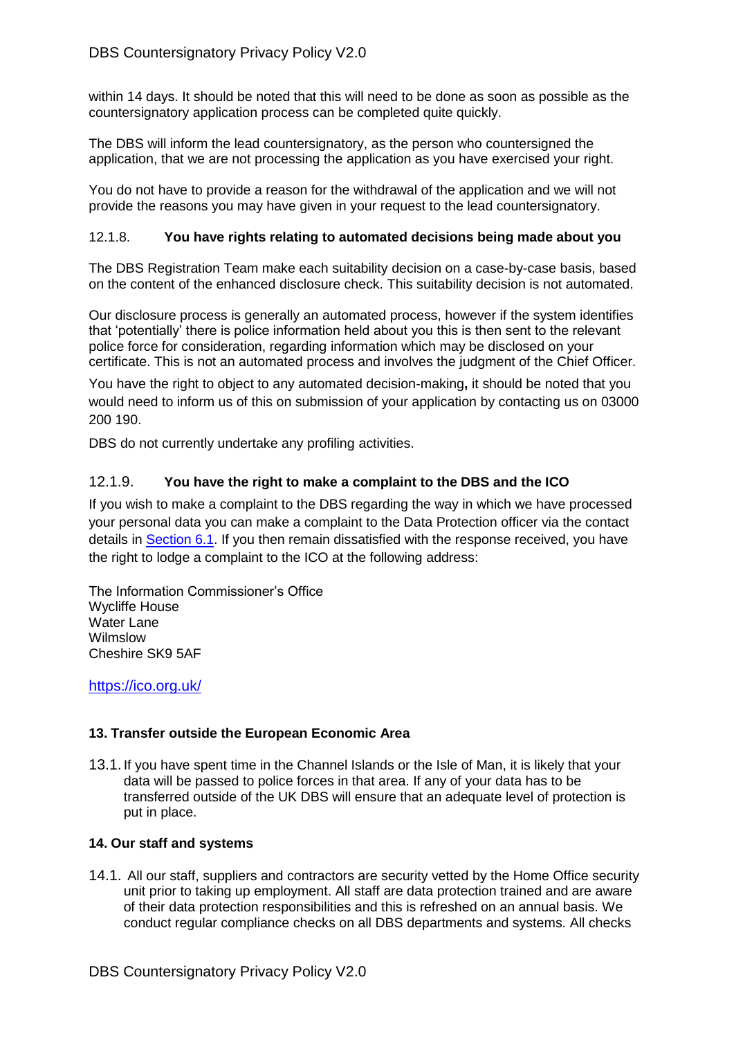within 14 days. It should be noted that this will need to be done as soon as possible as the countersignatory application process can be completed quite quickly.

The DBS will inform the lead countersignatory, as the person who countersigned the application, that we are not processing the application as you have exercised your right.

You do not have to provide a reason for the withdrawal of the application and we will not provide the reasons you may have given in your request to the lead countersignatory.

#### 12.1.8. **You have rights relating to automated decisions being made about you**

The DBS Registration Team make each suitability decision on a case-by-case basis, based on the content of the enhanced disclosure check. This suitability decision is not automated.

Our disclosure process is generally an automated process, however if the system identifies that 'potentially' there is police information held about you this is then sent to the relevant police force for consideration, regarding information which may be disclosed on your certificate. This is not an automated process and involves the judgment of the Chief Officer.

You have the right to object to any automated decision-making**,** it should be noted that you would need to inform us of this on submission of your application by contacting us on 03000 200 190.

DBS do not currently undertake any profiling activities.

#### 12.1.9. **You have the right to make a complaint to the DBS and the ICO**

If you wish to make a complaint to the DBS regarding the way in which we have processed your personal data you can make a complaint to the Data Protection officer via the contact details in [Section 6.1](#). If you then remain dissatisfied with the response received, you have the right to lodge a complaint to the ICO at the following address:

The Information Commissioner's Office
Wycliffe House
Water Lane
Wilmslow
Cheshire SK9 5AF

[https://ico.org.uk/](https://ico.org.uk/)

### 13. Transfer outside the European Economic Area

13.1. If you have spent time in the Channel Islands or the Isle of Man, it is likely that your data will be passed to police forces in that area. If any of your data has to be transferred outside of the UK DBS will ensure that an adequate level of protection is put in place.

### 14. Our staff and systems

14.1. All our staff, suppliers and contractors are security vetted by the Home Office security unit prior to taking up employment. All staff are data protection trained and are aware of their data protection responsibilities and this is refreshed on an annual basis. We conduct regular compliance checks on all DBS departments and systems. All checks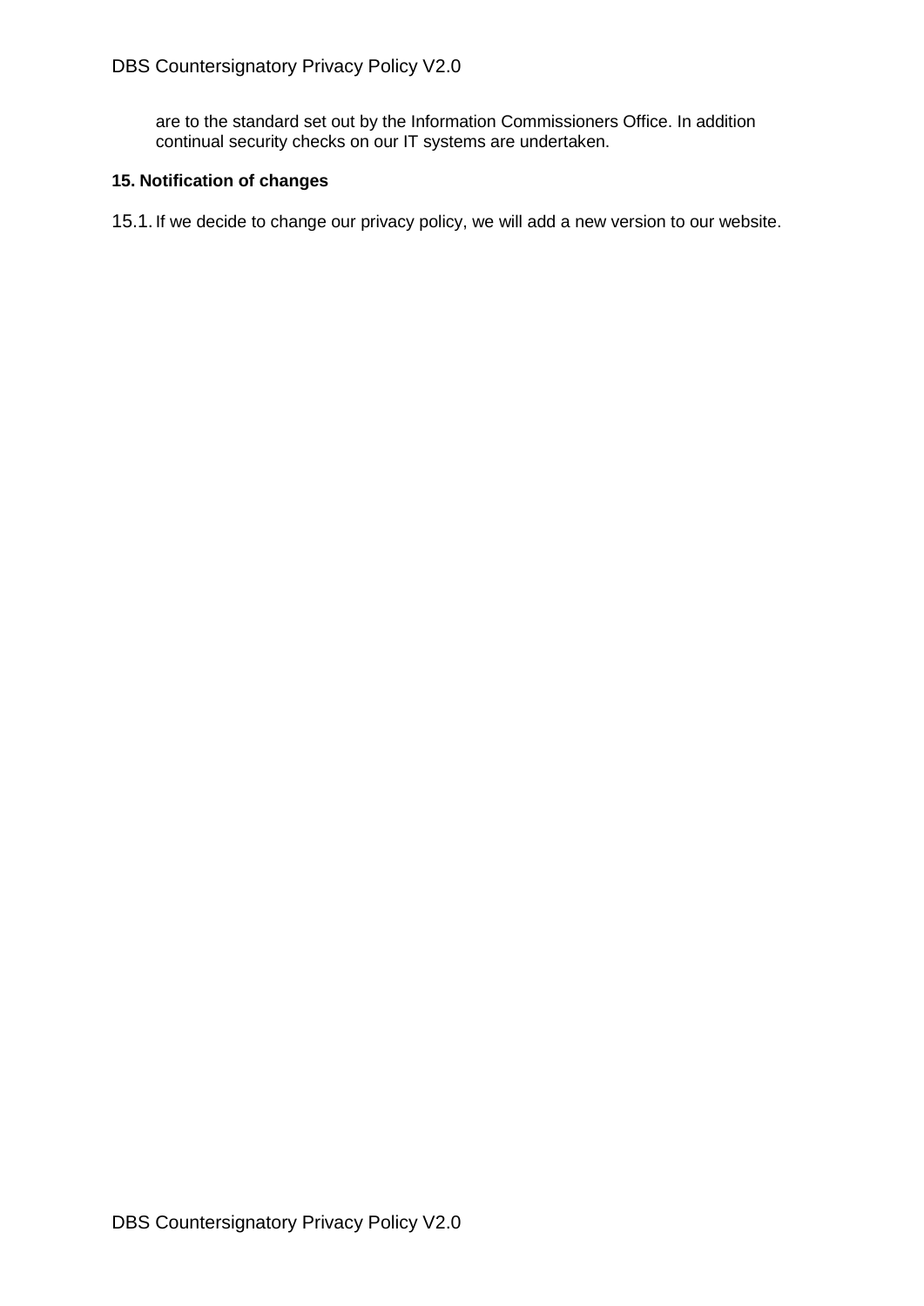are to the standard set out by the Information Commissioners Office. In addition continual security checks on our IT systems are undertaken.

**15. Notification of changes**

15.1. If we decide to change our privacy policy, we will add a new version to our website.